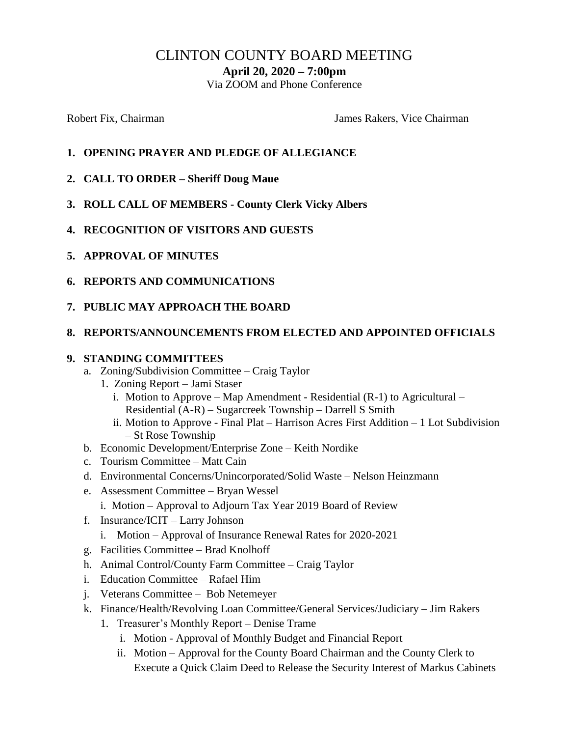# CLINTON COUNTY BOARD MEETING

**April 20, 2020 – 7:00pm**

Via ZOOM and Phone Conference

Robert Fix, Chairman

James Rakers, Vice Chairman

1. **OPENING PRAYER AND PLEDGE OF ALLEGIANCE**
2. **CALL TO ORDER – Sheriff Doug Maue**
3. **ROLL CALL OF MEMBERS - County Clerk Vicky Albers**
4. **RECOGNITION OF VISITORS AND GUESTS**
5. **APPROVAL OF MINUTES**
6. **REPORTS AND COMMUNICATIONS**
7. **PUBLIC MAY APPROACH THE BOARD**
8. **REPORTS/ANNOUNCEMENTS FROM ELECTED AND APPOINTED OFFICIALS**
9. **STANDING COMMITTEES**
   a. Zoning/Subdivision Committee – Craig Taylor
      1. Zoning Report – Jami Staser
         i. Motion to Approve – Map Amendment - Residential (R-1) to Agricultural – Residential (A-R) – Sugarcreek Township – Darrell S Smith
         ii. Motion to Approve - Final Plat – Harrison Acres First Addition – 1 Lot Subdivision – St Rose Township
   b. Economic Development/Enterprise Zone – Keith Nordike
   c. Tourism Committee – Matt Cain
   d. Environmental Concerns/Unincorporated/Solid Waste – Nelson Heinzmann
   e. Assessment Committee – Bryan Wessel
      i. Motion – Approval to Adjourn Tax Year 2019 Board of Review
   f. Insurance/ICIT – Larry Johnson
      i. Motion – Approval of Insurance Renewal Rates for 2020-2021
   g. Facilities Committee – Brad Knolhoff
   h. Animal Control/County Farm Committee – Craig Taylor
   i. Education Committee – Rafael Him
   j. Veterans Committee – Bob Netemeyer
   k. Finance/Health/Revolving Loan Committee/General Services/Judiciary – Jim Rakers
      1. Treasurer's Monthly Report – Denise Trame
         i. Motion - Approval of Monthly Budget and Financial Report
         ii. Motion – Approval for the County Board Chairman and the County Clerk to Execute a Quick Claim Deed to Release the Security Interest of Markus Cabinets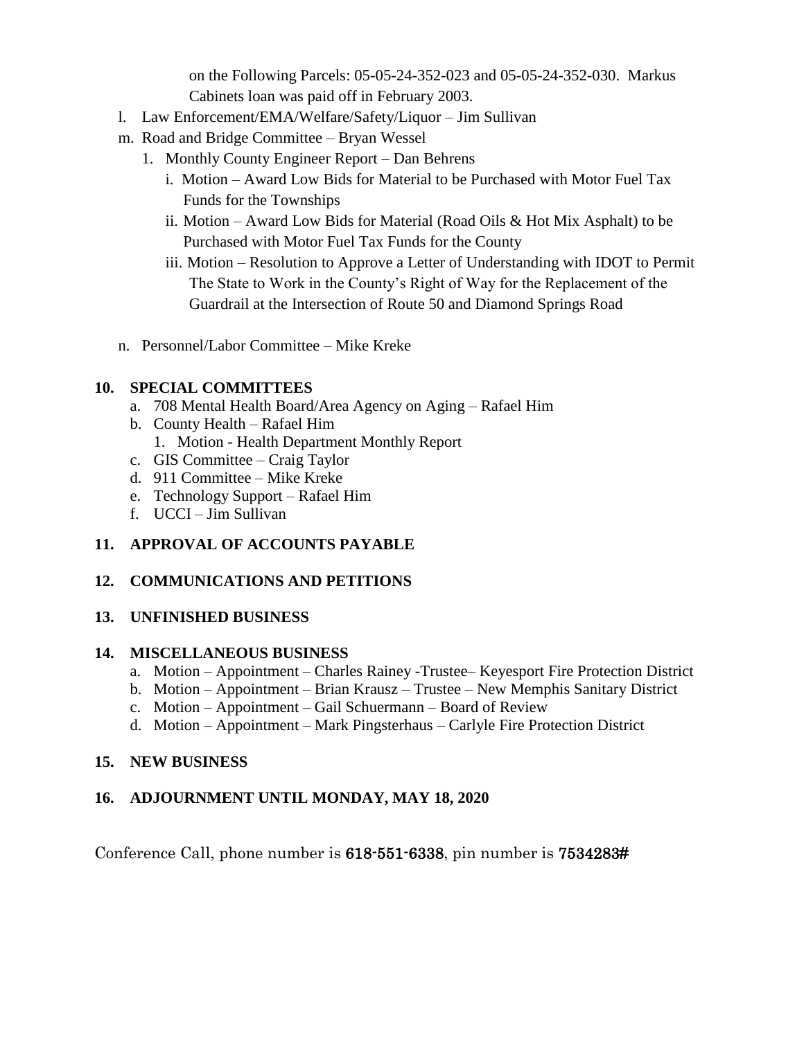on the Following Parcels: 05-05-24-352-023 and 05-05-24-352-030. Markus Cabinets loan was paid off in February 2003.

l. Law Enforcement/EMA/Welfare/Safety/Liquor – Jim Sullivan

m. Road and Bridge Committee – Bryan Wessel

   1. Monthly County Engineer Report – Dan Behrens

      i. Motion – Award Low Bids for Material to be Purchased with Motor Fuel Tax Funds for the Townships

      ii. Motion – Award Low Bids for Material (Road Oils & Hot Mix Asphalt) to be Purchased with Motor Fuel Tax Funds for the County

      iii. Motion – Resolution to Approve a Letter of Understanding with IDOT to Permit The State to Work in the County's Right of Way for the Replacement of the Guardrail at the Intersection of Route 50 and Diamond Springs Road

n. Personnel/Labor Committee – Mike Kreke

**10. SPECIAL COMMITTEES**

a. 708 Mental Health Board/Area Agency on Aging – Rafael Him

b. County Health – Rafael Him

   1. Motion - Health Department Monthly Report

c. GIS Committee – Craig Taylor

d. 911 Committee – Mike Kreke

e. Technology Support – Rafael Him

f. UCCI – Jim Sullivan

**11. APPROVAL OF ACCOUNTS PAYABLE**

**12. COMMUNICATIONS AND PETITIONS**

**13. UNFINISHED BUSINESS**

**14. MISCELLANEOUS BUSINESS**

a. Motion – Appointment – Charles Rainey -Trustee– Keyesport Fire Protection District

b. Motion – Appointment – Brian Krausz – Trustee – New Memphis Sanitary District

c. Motion – Appointment – Gail Schuermann – Board of Review

d. Motion – Appointment – Mark Pingsterhaus – Carlyle Fire Protection District

**15. NEW BUSINESS**

**16. ADJOURNMENT UNTIL MONDAY, MAY 18, 2020**

Conference Call, phone number is **618-551-6338**, pin number is **7534283#**